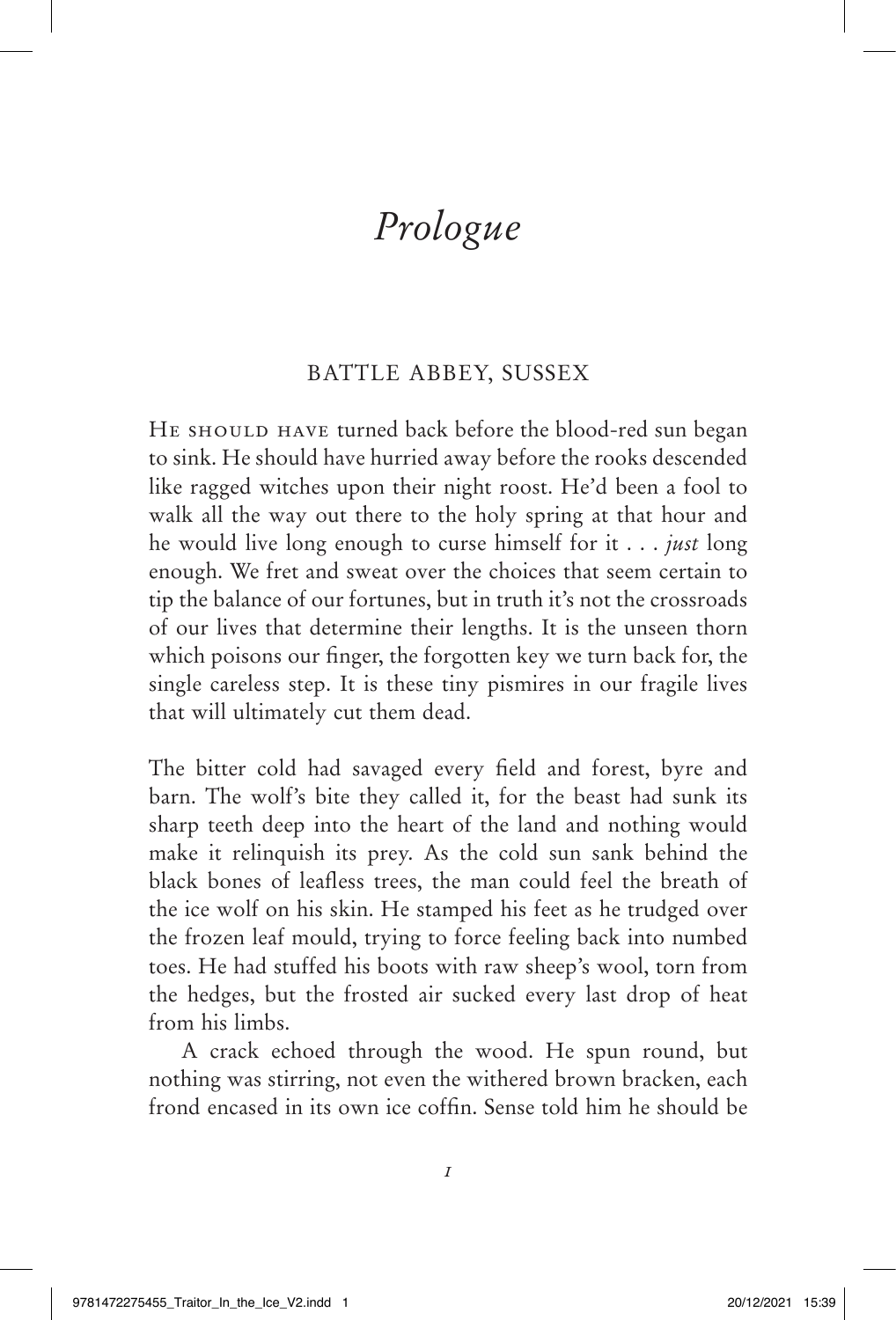# *Prologue*

## BATTLE ABBEY, SUSSEX

He should have turned back before the blood-red sun began to sink. He should have hurried away before the rooks descended like ragged witches upon their night roost. He'd been a fool to walk all the way out there to the holy spring at that hour and he would live long enough to curse himself for it . . . *just* long enough. We fret and sweat over the choices that seem certain to tip the balance of our fortunes, but in truth it's not the crossroads of our lives that determine their lengths. It is the unseen thorn which poisons our finger, the forgotten key we turn back for, the single careless step. It is these tiny pismires in our fragile lives that will ultimately cut them dead.

The bitter cold had savaged every field and forest, byre and barn. The wolf's bite they called it, for the beast had sunk its sharp teeth deep into the heart of the land and nothing would make it relinquish its prey. As the cold sun sank behind the black bones of leafless trees, the man could feel the breath of the ice wolf on his skin. He stamped his feet as he trudged over the frozen leaf mould, trying to force feeling back into numbed toes. He had stuffed his boots with raw sheep's wool, torn from the hedges, but the frosted air sucked every last drop of heat from his limbs.

A crack echoed through the wood. He spun round, but nothing was stirring, not even the withered brown bracken, each frond encased in its own ice coffin. Sense told him he should be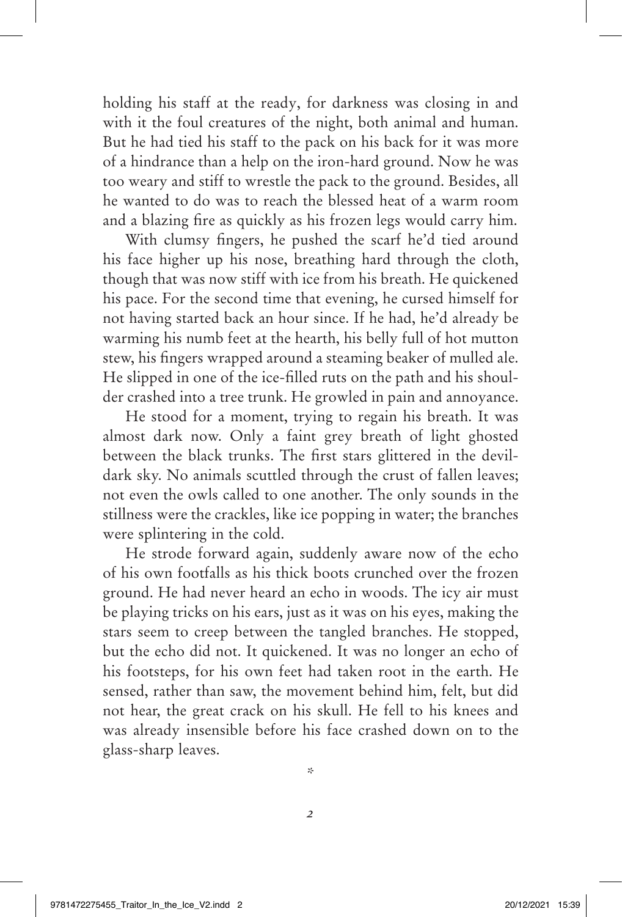holding his staff at the ready, for darkness was closing in and with it the foul creatures of the night, both animal and human. But he had tied his staff to the pack on his back for it was more of a hindrance than a help on the iron-hard ground. Now he was too weary and stiff to wrestle the pack to the ground. Besides, all he wanted to do was to reach the blessed heat of a warm room and a blazing fire as quickly as his frozen legs would carry him.

With clumsy fingers, he pushed the scarf he'd tied around his face higher up his nose, breathing hard through the cloth, though that was now stiff with ice from his breath. He quickened his pace. For the second time that evening, he cursed himself for not having started back an hour since. If he had, he'd already be warming his numb feet at the hearth, his belly full of hot mutton stew, his fingers wrapped around a steaming beaker of mulled ale. He slipped in one of the ice-filled ruts on the path and his shoulder crashed into a tree trunk. He growled in pain and annoyance.

He stood for a moment, trying to regain his breath. It was almost dark now. Only a faint grey breath of light ghosted between the black trunks. The first stars glittered in the devil-dark sky. No animals scuttled through the crust of fallen leaves; not even the owls called to one another. The only sounds in the stillness were the crackles, like ice popping in water; the branches were splintering in the cold.

He strode forward again, suddenly aware now of the echo of his own footfalls as his thick boots crunched over the frozen ground. He had never heard an echo in woods. The icy air must be playing tricks on his ears, just as it was on his eyes, making the stars seem to creep between the tangled branches. He stopped, but the echo did not. It quickened. It was no longer an echo of his footsteps, for his own feet had taken root in the earth. He sensed, rather than saw, the movement behind him, felt, but did not hear, the great crack on his skull. He fell to his knees and was already insensible before his face crashed down on to the glass-sharp leaves.

*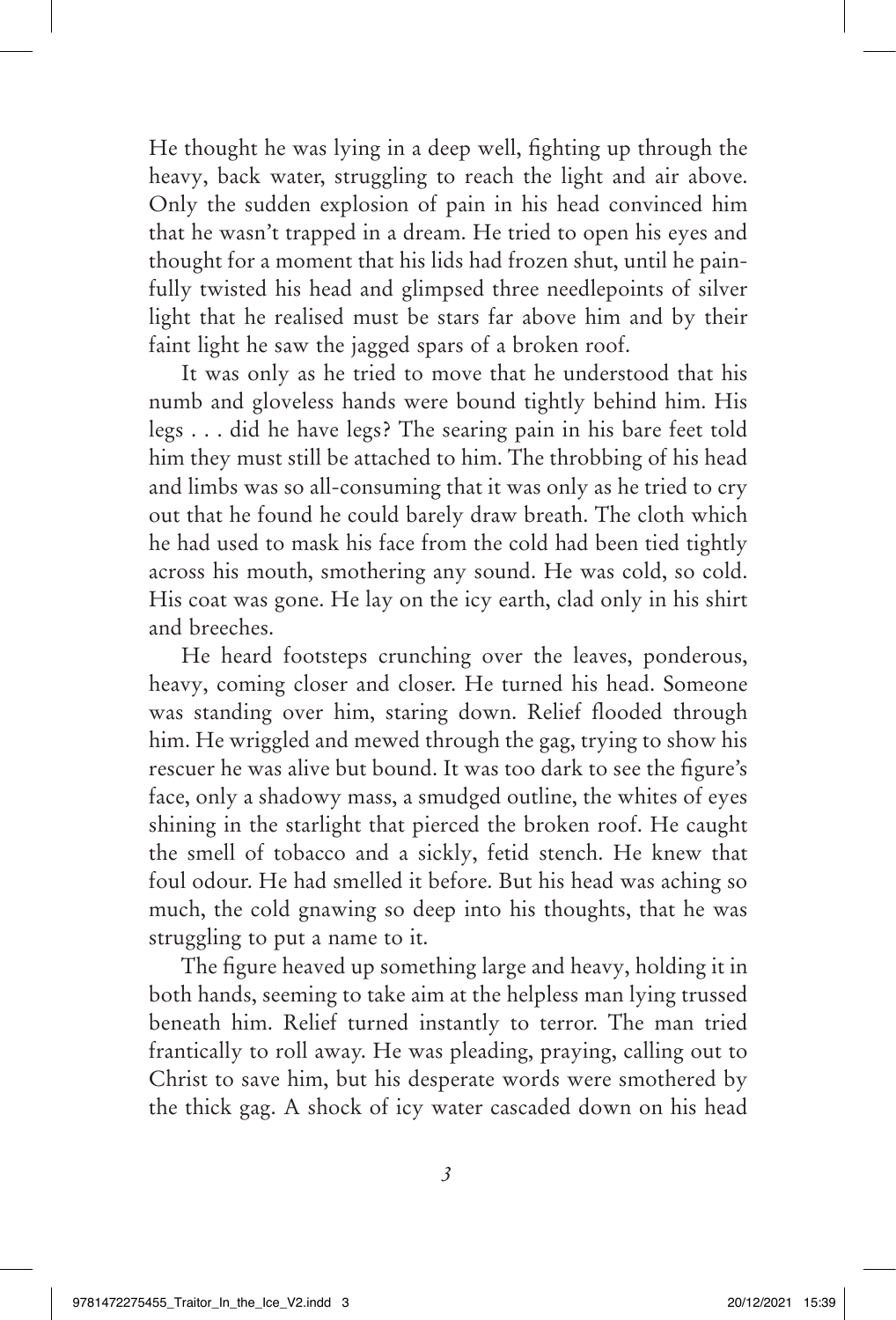He thought he was lying in a deep well, fighting up through the heavy, back water, struggling to reach the light and air above. Only the sudden explosion of pain in his head convinced him that he wasn't trapped in a dream. He tried to open his eyes and thought for a moment that his lids had frozen shut, until he painfully twisted his head and glimpsed three needlepoints of silver light that he realised must be stars far above him and by their faint light he saw the jagged spars of a broken roof.

It was only as he tried to move that he understood that his numb and gloveless hands were bound tightly behind him. His legs . . . did he have legs? The searing pain in his bare feet told him they must still be attached to him. The throbbing of his head and limbs was so all-consuming that it was only as he tried to cry out that he found he could barely draw breath. The cloth which he had used to mask his face from the cold had been tied tightly across his mouth, smothering any sound. He was cold, so cold. His coat was gone. He lay on the icy earth, clad only in his shirt and breeches.

He heard footsteps crunching over the leaves, ponderous, heavy, coming closer and closer. He turned his head. Someone was standing over him, staring down. Relief flooded through him. He wriggled and mewed through the gag, trying to show his rescuer he was alive but bound. It was too dark to see the figure's face, only a shadowy mass, a smudged outline, the whites of eyes shining in the starlight that pierced the broken roof. He caught the smell of tobacco and a sickly, fetid stench. He knew that foul odour. He had smelled it before. But his head was aching so much, the cold gnawing so deep into his thoughts, that he was struggling to put a name to it.

The figure heaved up something large and heavy, holding it in both hands, seeming to take aim at the helpless man lying trussed beneath him. Relief turned instantly to terror. The man tried frantically to roll away. He was pleading, praying, calling out to Christ to save him, but his desperate words were smothered by the thick gag. A shock of icy water cascaded down on his head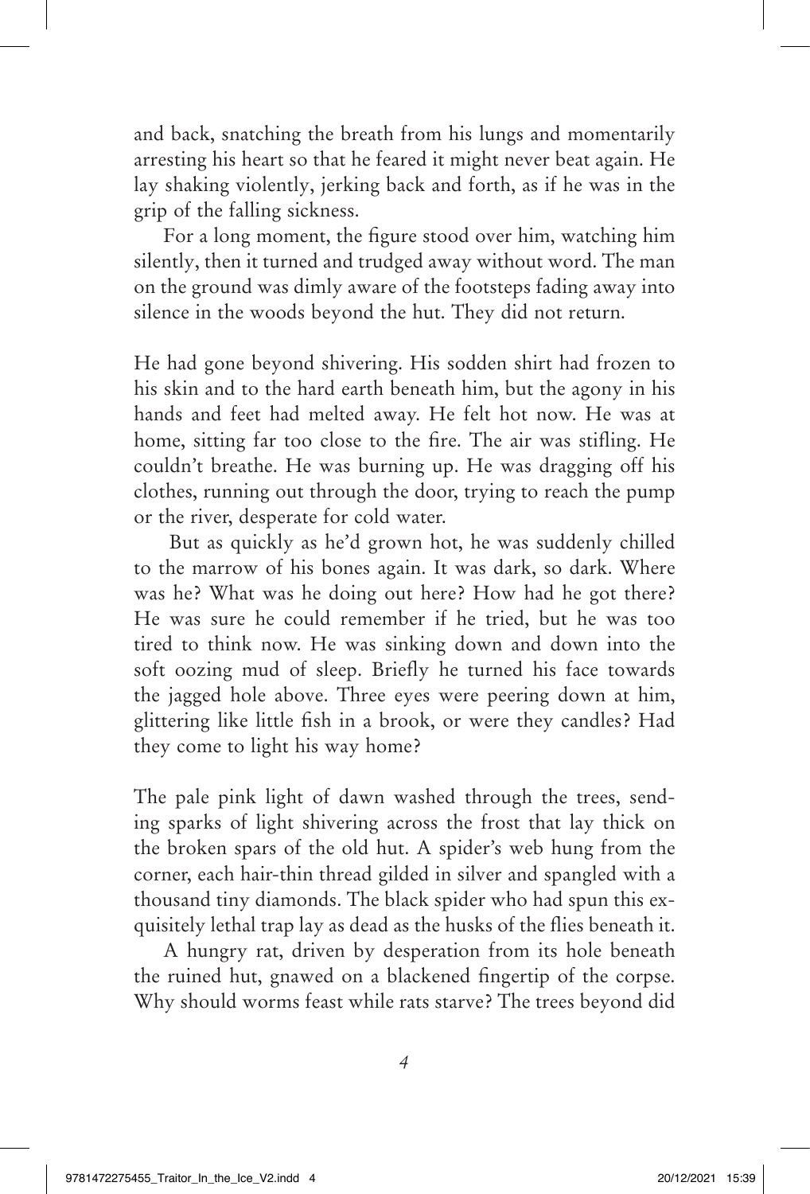and back, snatching the breath from his lungs and momentarily arresting his heart so that he feared it might never beat again. He lay shaking violently, jerking back and forth, as if he was in the grip of the falling sickness.

For a long moment, the figure stood over him, watching him silently, then it turned and trudged away without word. The man on the ground was dimly aware of the footsteps fading away into silence in the woods beyond the hut. They did not return.

He had gone beyond shivering. His sodden shirt had frozen to his skin and to the hard earth beneath him, but the agony in his hands and feet had melted away. He felt hot now. He was at home, sitting far too close to the fire. The air was stifling. He couldn't breathe. He was burning up. He was dragging off his clothes, running out through the door, trying to reach the pump or the river, desperate for cold water.

But as quickly as he'd grown hot, he was suddenly chilled to the marrow of his bones again. It was dark, so dark. Where was he? What was he doing out here? How had he got there? He was sure he could remember if he tried, but he was too tired to think now. He was sinking down and down into the soft oozing mud of sleep. Briefly he turned his face towards the jagged hole above. Three eyes were peering down at him, glittering like little fish in a brook, or were they candles? Had they come to light his way home?

The pale pink light of dawn washed through the trees, sending sparks of light shivering across the frost that lay thick on the broken spars of the old hut. A spider's web hung from the corner, each hair-thin thread gilded in silver and spangled with a thousand tiny diamonds. The black spider who had spun this exquisitely lethal trap lay as dead as the husks of the flies beneath it.

A hungry rat, driven by desperation from its hole beneath the ruined hut, gnawed on a blackened fingertip of the corpse. Why should worms feast while rats starve? The trees beyond did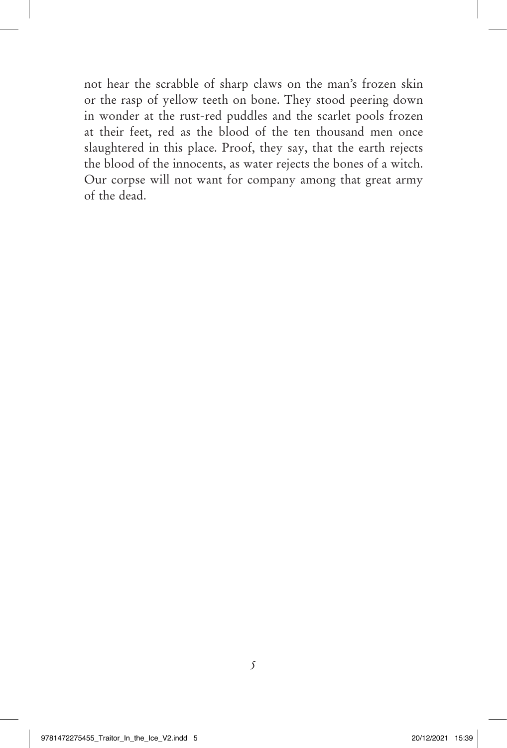not hear the scrabble of sharp claws on the man's frozen skin or the rasp of yellow teeth on bone. They stood peering down in wonder at the rust-red puddles and the scarlet pools frozen at their feet, red as the blood of the ten thousand men once slaughtered in this place. Proof, they say, that the earth rejects the blood of the innocents, as water rejects the bones of a witch. Our corpse will not want for company among that great army of the dead.